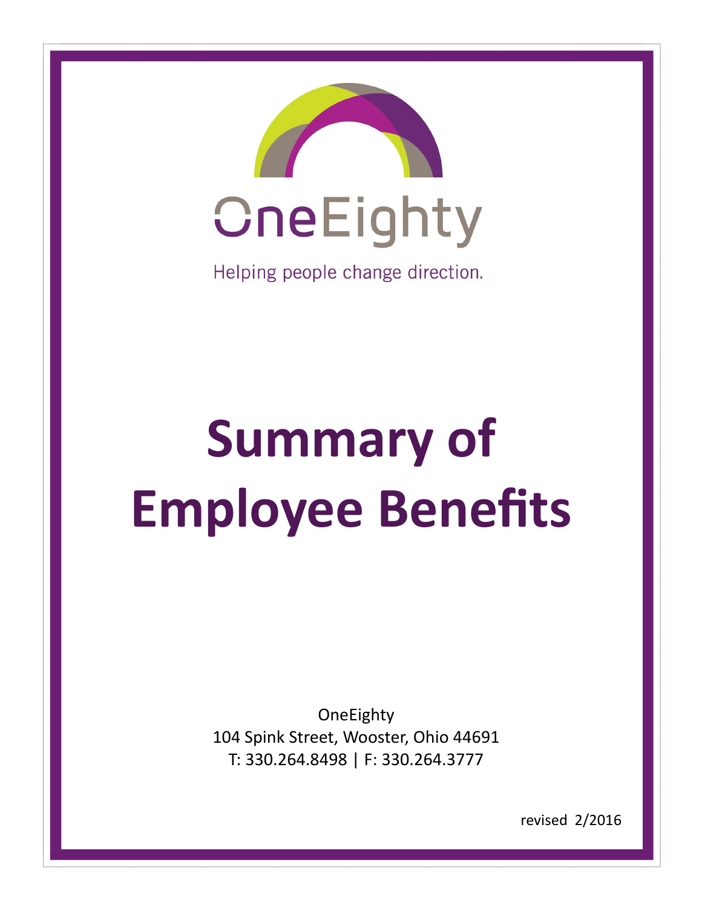OneEighty

Helping people change direction.

# Summary of Employee Benefits

OneEighty
104 Spink Street, Wooster, Ohio 44691
T: 330.264.8498 | F: 330.264.3777

revised 2/2016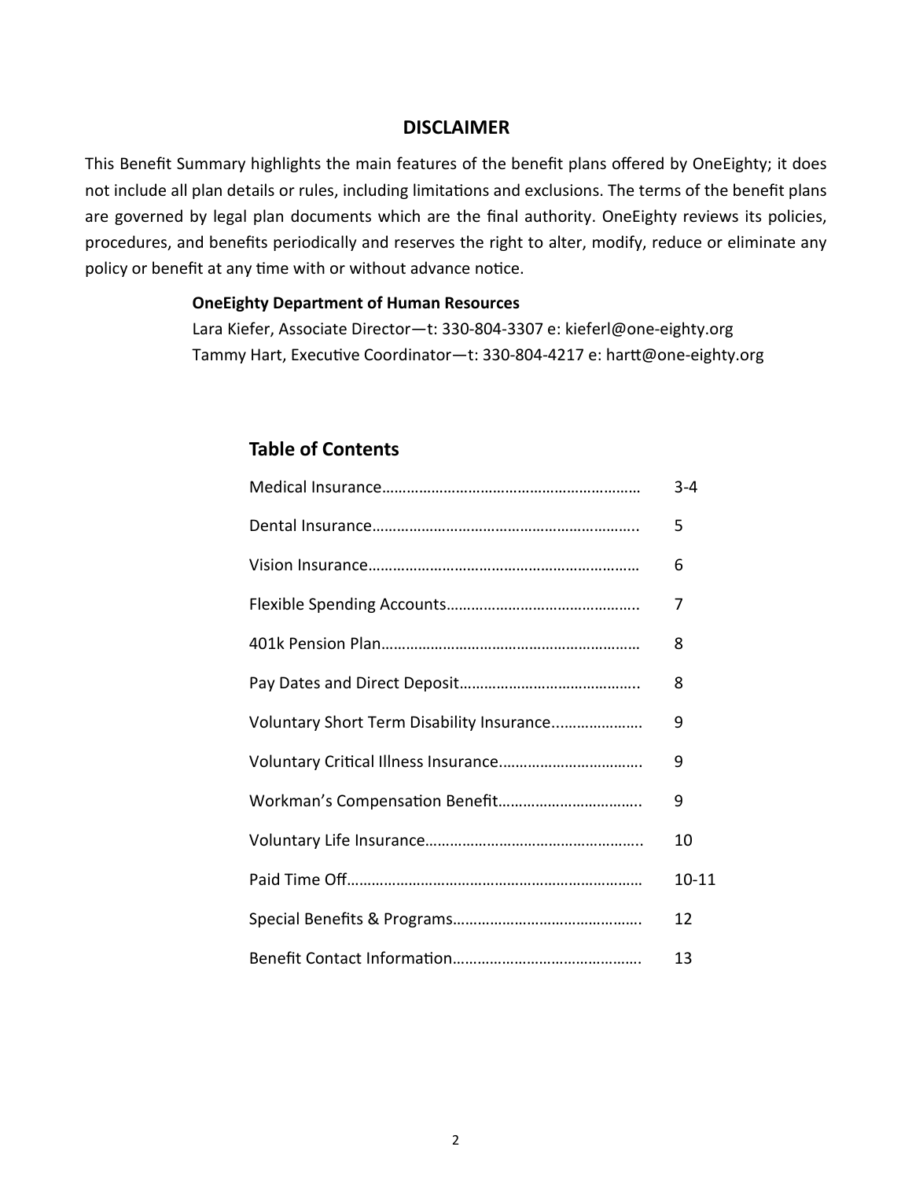## DISCLAIMER

This Benefit Summary highlights the main features of the benefit plans offered by OneEighty; it does not include all plan details or rules, including limitations and exclusions. The terms of the benefit plans are governed by legal plan documents which are the final authority. OneEighty reviews its policies, procedures, and benefits periodically and reserves the right to alter, modify, reduce or eliminate any policy or benefit at any time with or without advance notice.

**OneEighty Department of Human Resources**
Lara Kiefer, Associate Director—t: 330-804-3307 e: kieferl@one-eighty.org
Tammy Hart, Executive Coordinator—t: 330-804-4217 e: hartt@one-eighty.org

## Table of Contents

| Section | Page |
|---|---|
| Medical Insurance | 3-4 |
| Dental Insurance | 5 |
| Vision Insurance | 6 |
| Flexible Spending Accounts | 7 |
| 401k Pension Plan | 8 |
| Pay Dates and Direct Deposit | 8 |
| Voluntary Short Term Disability Insurance | 9 |
| Voluntary Critical Illness Insurance | 9 |
| Workman's Compensation Benefit | 9 |
| Voluntary Life Insurance | 10 |
| Paid Time Off | 10-11 |
| Special Benefits & Programs | 12 |
| Benefit Contact Information | 13 |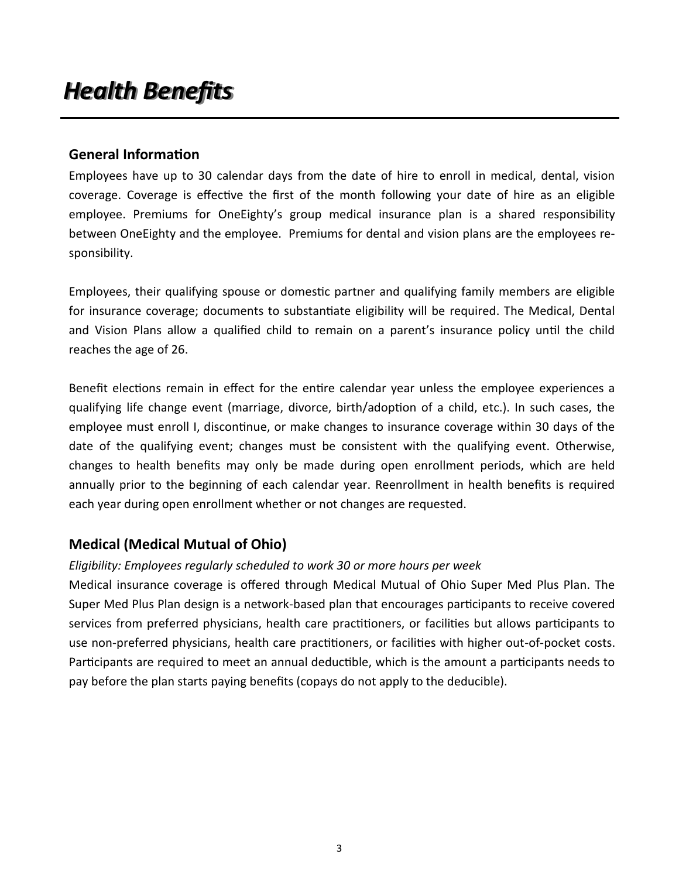# *Health Benefits*

## General Information

Employees have up to 30 calendar days from the date of hire to enroll in medical, dental, vision coverage. Coverage is effective the first of the month following your date of hire as an eligible employee. Premiums for OneEighty's group medical insurance plan is a shared responsibility between OneEighty and the employee. Premiums for dental and vision plans are the employees responsibility.

Employees, their qualifying spouse or domestic partner and qualifying family members are eligible for insurance coverage; documents to substantiate eligibility will be required. The Medical, Dental and Vision Plans allow a qualified child to remain on a parent's insurance policy until the child reaches the age of 26.

Benefit elections remain in effect for the entire calendar year unless the employee experiences a qualifying life change event (marriage, divorce, birth/adoption of a child, etc.). In such cases, the employee must enroll I, discontinue, or make changes to insurance coverage within 30 days of the date of the qualifying event; changes must be consistent with the qualifying event. Otherwise, changes to health benefits may only be made during open enrollment periods, which are held annually prior to the beginning of each calendar year. Reenrollment in health benefits is required each year during open enrollment whether or not changes are requested.

## Medical (Medical Mutual of Ohio)

*Eligibility: Employees regularly scheduled to work 30 or more hours per week*

Medical insurance coverage is offered through Medical Mutual of Ohio Super Med Plus Plan. The Super Med Plus Plan design is a network-based plan that encourages participants to receive covered services from preferred physicians, health care practitioners, or facilities but allows participants to use non-preferred physicians, health care practitioners, or facilities with higher out-of-pocket costs. Participants are required to meet an annual deductible, which is the amount a participants needs to pay before the plan starts paying benefits (copays do not apply to the deducible).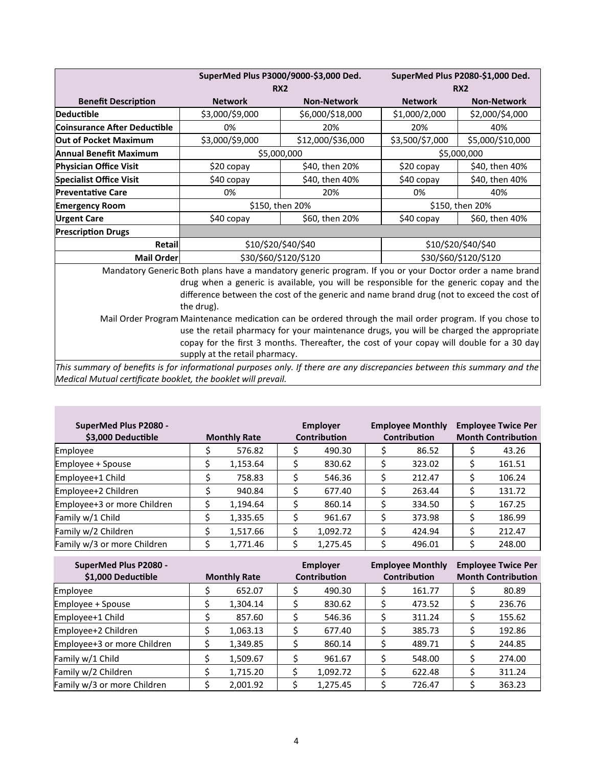| Benefit Description | SuperMed Plus P3000/9000-$3,000 Ded. RX2 | | SuperMed Plus P2080-$1,000 Ded. RX2 | |
|---|---|---|---|---|
| | **Network** | **Non-Network** | **Network** | **Non-Network** |
| **Deductible** | $3,000/$9,000 | $6,000/$18,000 | $1,000/2,000 | $2,000/$4,000 |
| **Coinsurance After Deductible** | 0% | 20% | 20% | 40% |
| **Out of Pocket Maximum** | $3,000/$9,000 | $12,000/$36,000 | $3,500/$7,000 | $5,000/$10,000 |
| **Annual Benefit Maximum** | $5,000,000 | | $5,000,000 | |
| **Physician Office Visit** | $20 copay | $40, then 20% | $20 copay | $40, then 40% |
| **Specialist Office Visit** | $40 copay | $40, then 40% | $40 copay | $40, then 40% |
| **Preventative Care** | 0% | 20% | 0% | 40% |
| **Emergency Room** | $150, then 20% | | $150, then 20% | |
| **Urgent Care** | $40 copay | $60, then 20% | $40 copay | $60, then 40% |
| **Prescription Drugs** | | | | |
| **Retail** | $10/$20/$40/$40 | | $10/$20/$40/$40 | |
| **Mail Order** | $30/$60/$120/$120 | | $30/$60/$120/$120 | |
| Mandatory Generic | Both plans have a mandatory generic program. If you or your Doctor order a name brand drug when a generic is available, you will be responsible for the generic copay and the difference between the cost of the generic and name brand drug (not to exceed the cost of the drug). | | | |
| Mail Order Program | Maintenance medication can be ordered through the mail order program. If you chose to use the retail pharmacy for your maintenance drugs, you will be charged the appropriate copay for the first 3 months. Thereafter, the cost of your copay will double for a 30 day supply at the retail pharmacy. | | | |

*This summary of benefits is for informational purposes only. If there are any discrepancies between this summary and the Medical Mutual certificate booklet, the booklet will prevail.*

| SuperMed Plus P2080 - $3,000 Deductible | Monthly Rate | Employer Contribution | Employee Monthly Contribution | Employee Twice Per Month Contribution |
|---|---|---|---|---|
| Employee | $ 576.82 | $ 490.30 | $ 86.52 | $ 43.26 |
| Employee + Spouse | $ 1,153.64 | $ 830.62 | $ 323.02 | $ 161.51 |
| Employee+1 Child | $ 758.83 | $ 546.36 | $ 212.47 | $ 106.24 |
| Employee+2 Children | $ 940.84 | $ 677.40 | $ 263.44 | $ 131.72 |
| Employee+3 or more Children | $ 1,194.64 | $ 860.14 | $ 334.50 | $ 167.25 |
| Family w/1 Child | $ 1,335.65 | $ 961.67 | $ 373.98 | $ 186.99 |
| Family w/2 Children | $ 1,517.66 | $ 1,092.72 | $ 424.94 | $ 212.47 |
| Family w/3 or more Children | $ 1,771.46 | $ 1,275.45 | $ 496.01 | $ 248.00 |

| SuperMed Plus P2080 - $1,000 Deductible | Monthly Rate | Employer Contribution | Employee Monthly Contribution | Employee Twice Per Month Contribution |
|---|---|---|---|---|
| Employee | $ 652.07 | $ 490.30 | $ 161.77 | $ 80.89 |
| Employee + Spouse | $ 1,304.14 | $ 830.62 | $ 473.52 | $ 236.76 |
| Employee+1 Child | $ 857.60 | $ 546.36 | $ 311.24 | $ 155.62 |
| Employee+2 Children | $ 1,063.13 | $ 677.40 | $ 385.73 | $ 192.86 |
| Employee+3 or more Children | $ 1,349.85 | $ 860.14 | $ 489.71 | $ 244.85 |
| Family w/1 Child | $ 1,509.67 | $ 961.67 | $ 548.00 | $ 274.00 |
| Family w/2 Children | $ 1,715.20 | $ 1,092.72 | $ 622.48 | $ 311.24 |
| Family w/3 or more Children | $ 2,001.92 | $ 1,275.45 | $ 726.47 | $ 363.23 |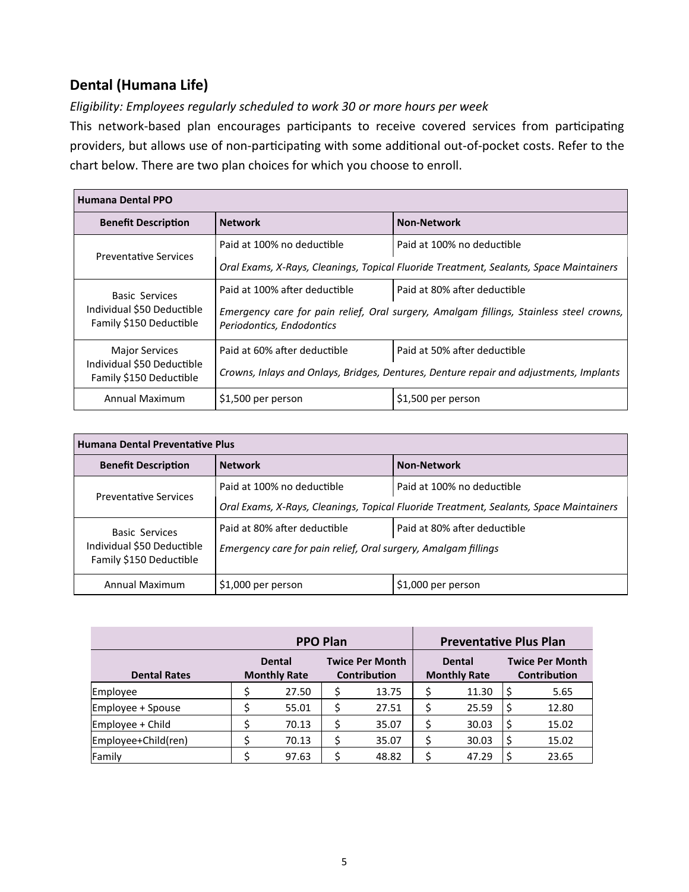## Dental (Humana Life)

*Eligibility: Employees regularly scheduled to work 30 or more hours per week*

This network-based plan encourages participants to receive covered services from participating providers, but allows use of non-participating with some additional out-of-pocket costs. Refer to the chart below. There are two plan choices for which you choose to enroll.

| **Humana Dental PPO** | | |
|---|---|---|
| **Benefit Description** | **Network** | **Non-Network** |
| Preventative Services | Paid at 100% no deductible | Paid at 100% no deductible |
| | *Oral Exams, X-Rays, Cleanings, Topical Fluoride Treatment, Sealants, Space Maintainers* | |
| Basic Services<br>Individual $50 Deductible<br>Family $150 Deductible | Paid at 100% after deductible | Paid at 80% after deductible |
| | *Emergency care for pain relief, Oral surgery, Amalgam fillings, Stainless steel crowns, Periodontics, Endodontics* | |
| Major Services<br>Individual $50 Deductible<br>Family $150 Deductible | Paid at 60% after deductible | Paid at 50% after deductible |
| | *Crowns, Inlays and Onlays, Bridges, Dentures, Denture repair and adjustments, Implants* | |
| Annual Maximum | $1,500 per person | $1,500 per person |

| **Humana Dental Preventative Plus** | | |
|---|---|---|
| **Benefit Description** | **Network** | **Non-Network** |
| Preventative Services | Paid at 100% no deductible | Paid at 100% no deductible |
| | *Oral Exams, X-Rays, Cleanings, Topical Fluoride Treatment, Sealants, Space Maintainers* | |
| Basic Services<br>Individual $50 Deductible<br>Family $150 Deductible | Paid at 80% after deductible | Paid at 80% after deductible |
| | *Emergency care for pain relief, Oral surgery, Amalgam fillings* | |
| Annual Maximum | $1,000 per person | $1,000 per person |

| | **PPO Plan** | | **Preventative Plus Plan** | |
|---|---|---|---|---|
| **Dental Rates** | **Dental Monthly Rate** | **Twice Per Month Contribution** | **Dental Monthly Rate** | **Twice Per Month Contribution** |
| Employee | $ 27.50 | $ 13.75 | $ 11.30 | $ 5.65 |
| Employee + Spouse | $ 55.01 | $ 27.51 | $ 25.59 | $ 12.80 |
| Employee + Child | $ 70.13 | $ 35.07 | $ 30.03 | $ 15.02 |
| Employee+Child(ren) | $ 70.13 | $ 35.07 | $ 30.03 | $ 15.02 |
| Family | $ 97.63 | $ 48.82 | $ 47.29 | $ 23.65 |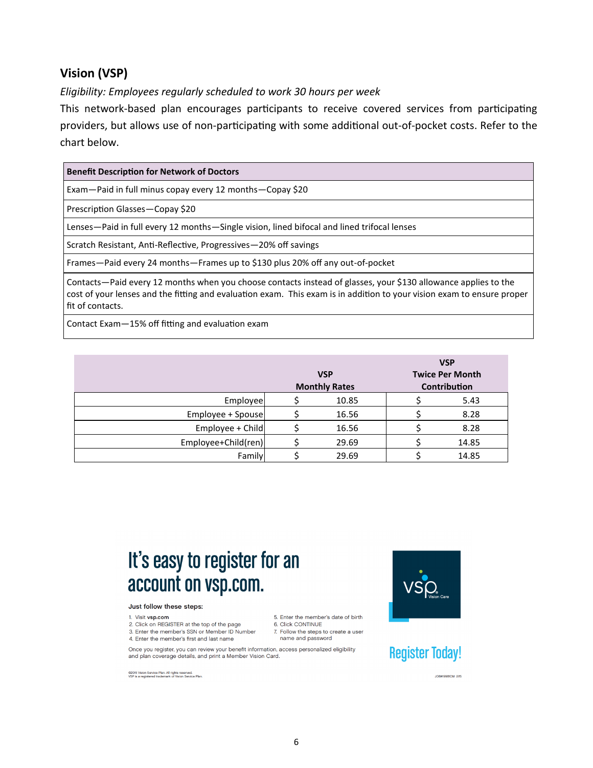## Vision (VSP)

*Eligibility: Employees regularly scheduled to work 30 hours per week*

This network-based plan encourages participants to receive covered services from participating providers, but allows use of non-participating with some additional out-of-pocket costs. Refer to the chart below.

| Benefit Description for Network of Doctors |
|---|
| Exam—Paid in full minus copay every 12 months—Copay $20 |
| Prescription Glasses—Copay $20 |
| Lenses—Paid in full every 12 months—Single vision, lined bifocal and lined trifocal lenses |
| Scratch Resistant, Anti-Reflective, Progressives—20% off savings |
| Frames—Paid every 24 months—Frames up to $130 plus 20% off any out-of-pocket |
| Contacts—Paid every 12 months when you choose contacts instead of glasses, your $130 allowance applies to the cost of your lenses and the fitting and evaluation exam. This exam is in addition to your vision exam to ensure proper fit of contacts. |
| Contact Exam—15% off fitting and evaluation exam |

| | VSP Monthly Rates | VSP Twice Per Month Contribution |
|---:|---|---|
| Employee | $ 10.85 | $ 5.43 |
| Employee + Spouse | $ 16.56 | $ 8.28 |
| Employee + Child | $ 16.56 | $ 8.28 |
| Employee+Child(ren) | $ 29.69 | $ 14.85 |
| Family | $ 29.69 | $ 14.85 |

## It's easy to register for an account on vsp.com.

**Just follow these steps:**

1. Visit **vsp.com**
2. Click on REGISTER at the top of the page
3. Enter the member's SSN or Member ID Number
4. Enter the member's first and last name
5. Enter the member's date of birth
6. Click CONTINUE
7. Follow the steps to create a user name and password

Once you register, you can review your benefit information, access personalized eligibility and plan coverage details, and print a Member Vision Card.

VSP Vision Care

**Register Today!**

©2015 Vision Service Plan. All rights reserved.
VSP is a registered trademark of Vision Service Plan.

JOB#1998CM 2/15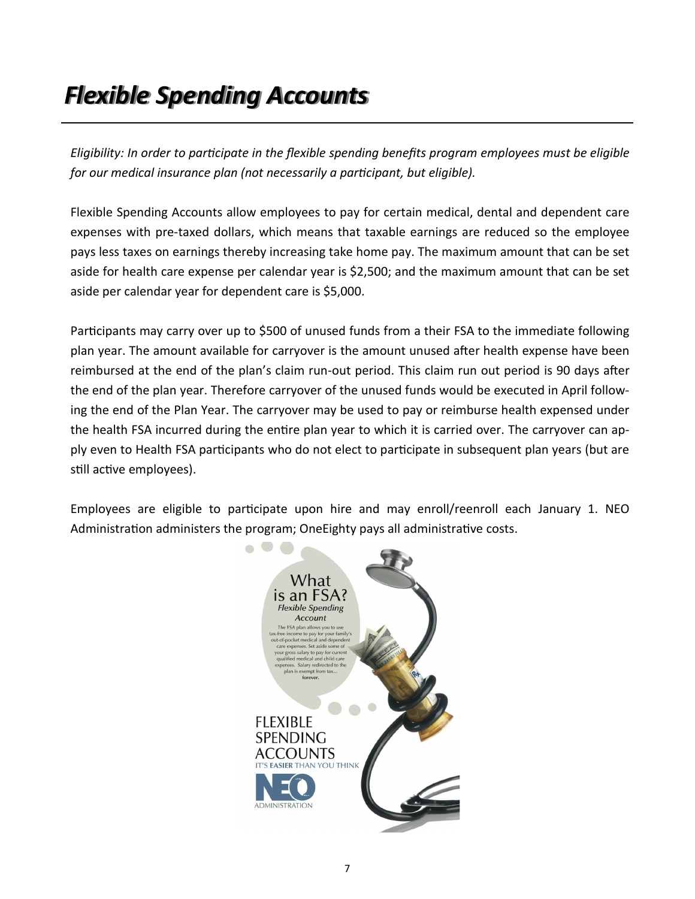# *Flexible Spending Accounts*

*Eligibility: In order to participate in the flexible spending benefits program employees must be eligible for our medical insurance plan (not necessarily a participant, but eligible).*

Flexible Spending Accounts allow employees to pay for certain medical, dental and dependent care expenses with pre-taxed dollars, which means that taxable earnings are reduced so the employee pays less taxes on earnings thereby increasing take home pay. The maximum amount that can be set aside for health care expense per calendar year is $2,500; and the maximum amount that can be set aside per calendar year for dependent care is $5,000.

Participants may carry over up to $500 of unused funds from a their FSA to the immediate following plan year. The amount available for carryover is the amount unused after health expense have been reimbursed at the end of the plan's claim run-out period. This claim run out period is 90 days after the end of the plan year. Therefore carryover of the unused funds would be executed in April following the end of the Plan Year. The carryover may be used to pay or reimburse health expensed under the health FSA incurred during the entire plan year to which it is carried over. The carryover can apply even to Health FSA participants who do not elect to participate in subsequent plan years (but are still active employees).

Employees are eligible to participate upon hire and may enroll/reenroll each January 1. NEO Administration administers the program; OneEighty pays all administrative costs.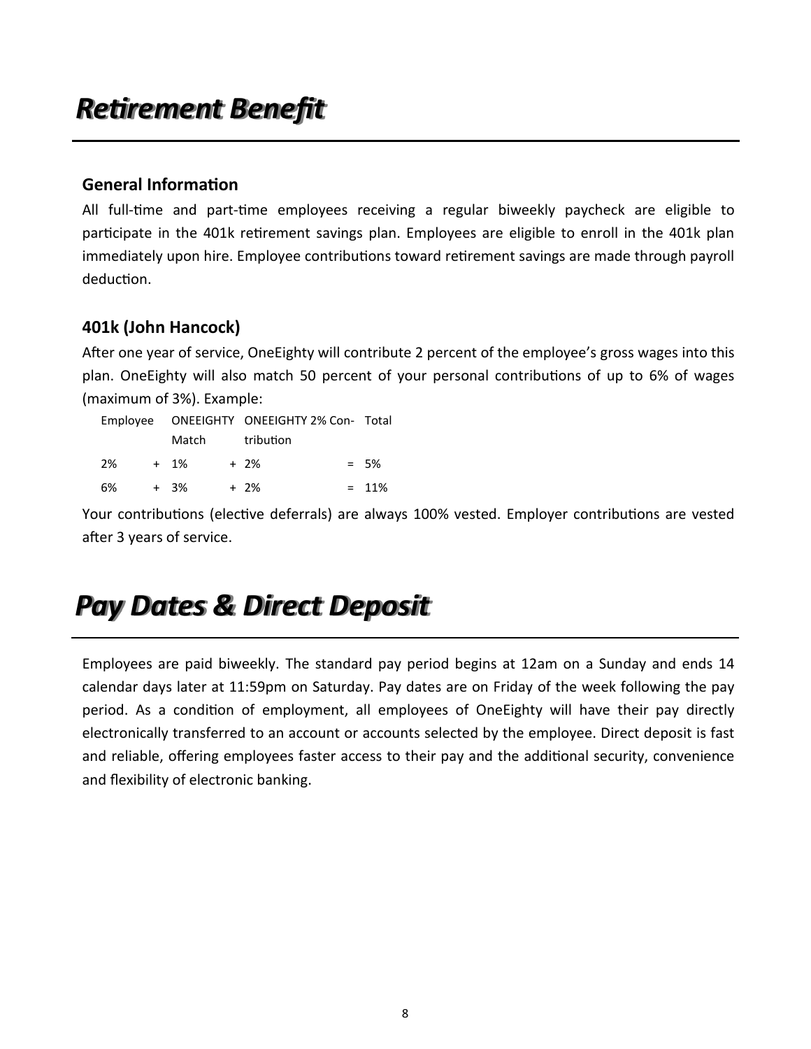# Retirement Benefit

### General Information

All full-time and part-time employees receiving a regular biweekly paycheck are eligible to participate in the 401k retirement savings plan. Employees are eligible to enroll in the 401k plan immediately upon hire. Employee contributions toward retirement savings are made through payroll deduction.

### 401k (John Hancock)

After one year of service, OneEighty will contribute 2 percent of the employee's gross wages into this plan. OneEighty will also match 50 percent of your personal contributions of up to 6% of wages (maximum of 3%). Example:

| Employee | | ONEEIGHTY Match | | ONEEIGHTY 2% Contribution | | Total |
|---|---|---|---|---|---|---|
| 2% | + | 1% | + | 2% | = | 5% |
| 6% | + | 3% | + | 2% | = | 11% |

Your contributions (elective deferrals) are always 100% vested. Employer contributions are vested after 3 years of service.

# Pay Dates & Direct Deposit

Employees are paid biweekly. The standard pay period begins at 12am on a Sunday and ends 14 calendar days later at 11:59pm on Saturday. Pay dates are on Friday of the week following the pay period. As a condition of employment, all employees of OneEighty will have their pay directly electronically transferred to an account or accounts selected by the employee. Direct deposit is fast and reliable, offering employees faster access to their pay and the additional security, convenience and flexibility of electronic banking.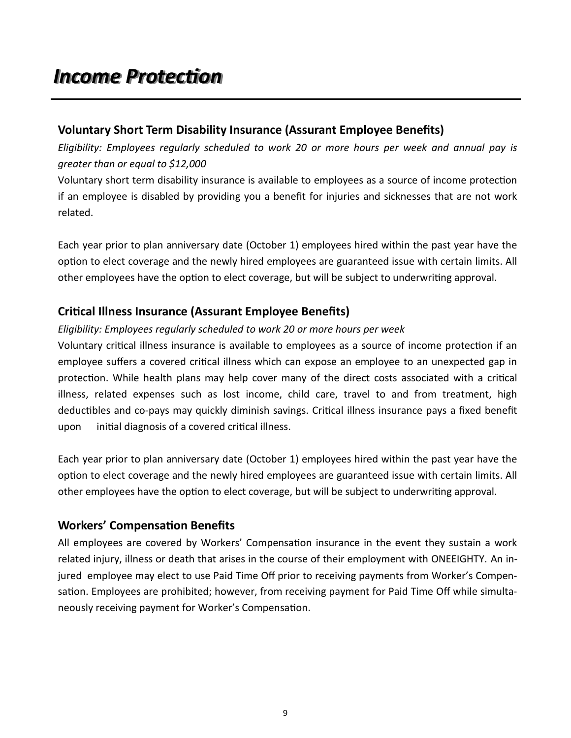# Income Protection

## Voluntary Short Term Disability Insurance (Assurant Employee Benefits)

*Eligibility: Employees regularly scheduled to work 20 or more hours per week and annual pay is greater than or equal to $12,000*

Voluntary short term disability insurance is available to employees as a source of income protection if an employee is disabled by providing you a benefit for injuries and sicknesses that are not work related.

Each year prior to plan anniversary date (October 1) employees hired within the past year have the option to elect coverage and the newly hired employees are guaranteed issue with certain limits. All other employees have the option to elect coverage, but will be subject to underwriting approval.

## Critical Illness Insurance (Assurant Employee Benefits)

*Eligibility: Employees regularly scheduled to work 20 or more hours per week*

Voluntary critical illness insurance is available to employees as a source of income protection if an employee suffers a covered critical illness which can expose an employee to an unexpected gap in protection. While health plans may help cover many of the direct costs associated with a critical illness, related expenses such as lost income, child care, travel to and from treatment, high deductibles and co-pays may quickly diminish savings. Critical illness insurance pays a fixed benefit upon initial diagnosis of a covered critical illness.

Each year prior to plan anniversary date (October 1) employees hired within the past year have the option to elect coverage and the newly hired employees are guaranteed issue with certain limits. All other employees have the option to elect coverage, but will be subject to underwriting approval.

## Workers' Compensation Benefits

All employees are covered by Workers' Compensation insurance in the event they sustain a work related injury, illness or death that arises in the course of their employment with ONEEIGHTY. An injured employee may elect to use Paid Time Off prior to receiving payments from Worker's Compensation. Employees are prohibited; however, from receiving payment for Paid Time Off while simultaneously receiving payment for Worker's Compensation.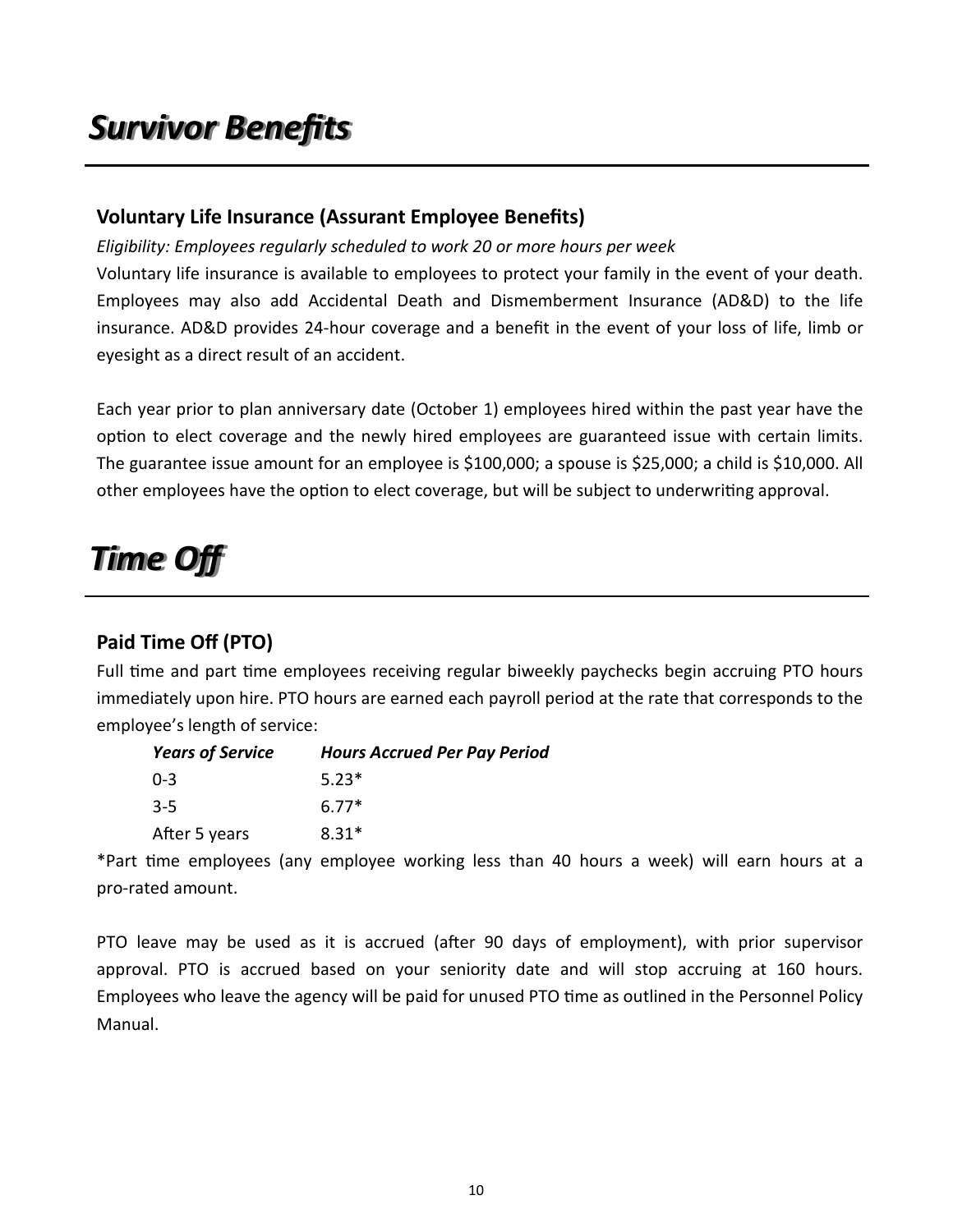# *Survivor Benefits*

### Voluntary Life Insurance (Assurant Employee Benefits)

*Eligibility: Employees regularly scheduled to work 20 or more hours per week*

Voluntary life insurance is available to employees to protect your family in the event of your death. Employees may also add Accidental Death and Dismemberment Insurance (AD&D) to the life insurance. AD&D provides 24-hour coverage and a benefit in the event of your loss of life, limb or eyesight as a direct result of an accident.

Each year prior to plan anniversary date (October 1) employees hired within the past year have the option to elect coverage and the newly hired employees are guaranteed issue with certain limits. The guarantee issue amount for an employee is $100,000; a spouse is $25,000; a child is $10,000. All other employees have the option to elect coverage, but will be subject to underwriting approval.

# *Time Off*

### Paid Time Off (PTO)

Full time and part time employees receiving regular biweekly paychecks begin accruing PTO hours immediately upon hire. PTO hours are earned each payroll period at the rate that corresponds to the employee's length of service:

| ***Years of Service*** | ***Hours Accrued Per Pay Period*** |
|---|---|
| 0-3 | 5.23* |
| 3-5 | 6.77* |
| After 5 years | 8.31* |

*Part time employees (any employee working less than 40 hours a week) will earn hours at a pro-rated amount.

PTO leave may be used as it is accrued (after 90 days of employment), with prior supervisor approval. PTO is accrued based on your seniority date and will stop accruing at 160 hours. Employees who leave the agency will be paid for unused PTO time as outlined in the Personnel Policy Manual.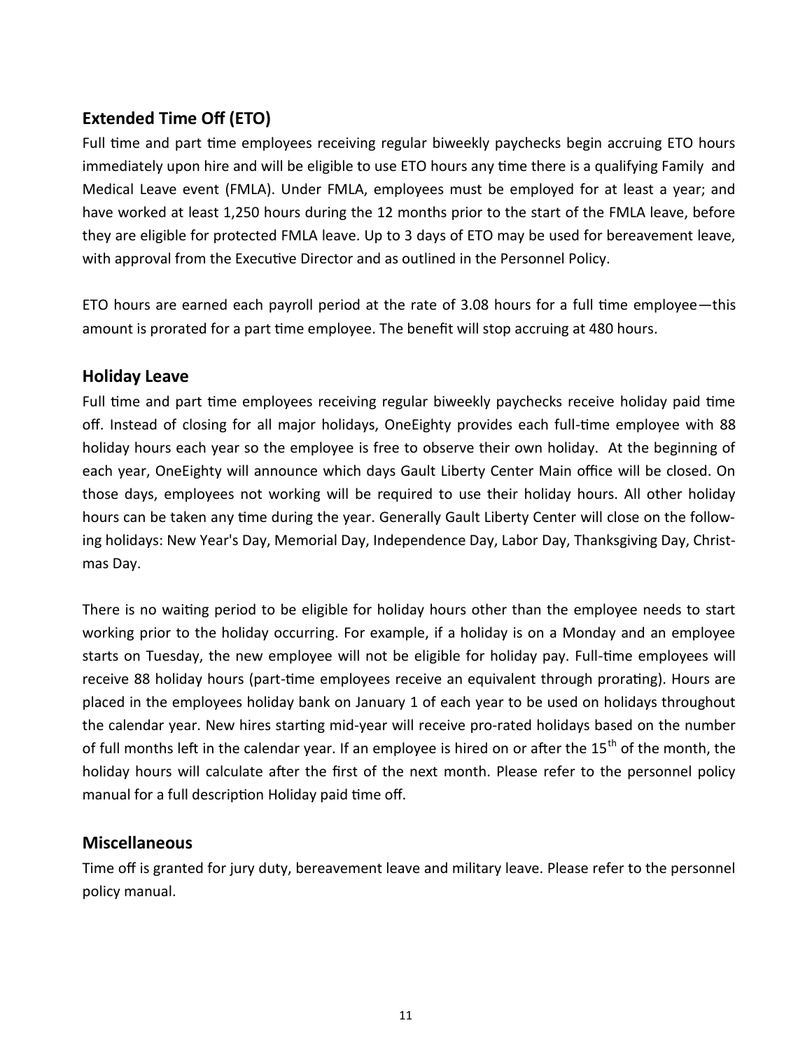## Extended Time Off (ETO)

Full time and part time employees receiving regular biweekly paychecks begin accruing ETO hours immediately upon hire and will be eligible to use ETO hours any time there is a qualifying Family and Medical Leave event (FMLA). Under FMLA, employees must be employed for at least a year; and have worked at least 1,250 hours during the 12 months prior to the start of the FMLA leave, before they are eligible for protected FMLA leave. Up to 3 days of ETO may be used for bereavement leave, with approval from the Executive Director and as outlined in the Personnel Policy.

ETO hours are earned each payroll period at the rate of 3.08 hours for a full time employee—this amount is prorated for a part time employee. The benefit will stop accruing at 480 hours.

## Holiday Leave

Full time and part time employees receiving regular biweekly paychecks receive holiday paid time off. Instead of closing for all major holidays, OneEighty provides each full-time employee with 88 holiday hours each year so the employee is free to observe their own holiday. At the beginning of each year, OneEighty will announce which days Gault Liberty Center Main office will be closed. On those days, employees not working will be required to use their holiday hours. All other holiday hours can be taken any time during the year. Generally Gault Liberty Center will close on the following holidays: New Year's Day, Memorial Day, Independence Day, Labor Day, Thanksgiving Day, Christmas Day.

There is no waiting period to be eligible for holiday hours other than the employee needs to start working prior to the holiday occurring. For example, if a holiday is on a Monday and an employee starts on Tuesday, the new employee will not be eligible for holiday pay. Full-time employees will receive 88 holiday hours (part-time employees receive an equivalent through prorating). Hours are placed in the employees holiday bank on January 1 of each year to be used on holidays throughout the calendar year. New hires starting mid-year will receive pro-rated holidays based on the number of full months left in the calendar year. If an employee is hired on or after the 15th of the month, the holiday hours will calculate after the first of the next month. Please refer to the personnel policy manual for a full description Holiday paid time off.

## Miscellaneous

Time off is granted for jury duty, bereavement leave and military leave. Please refer to the personnel policy manual.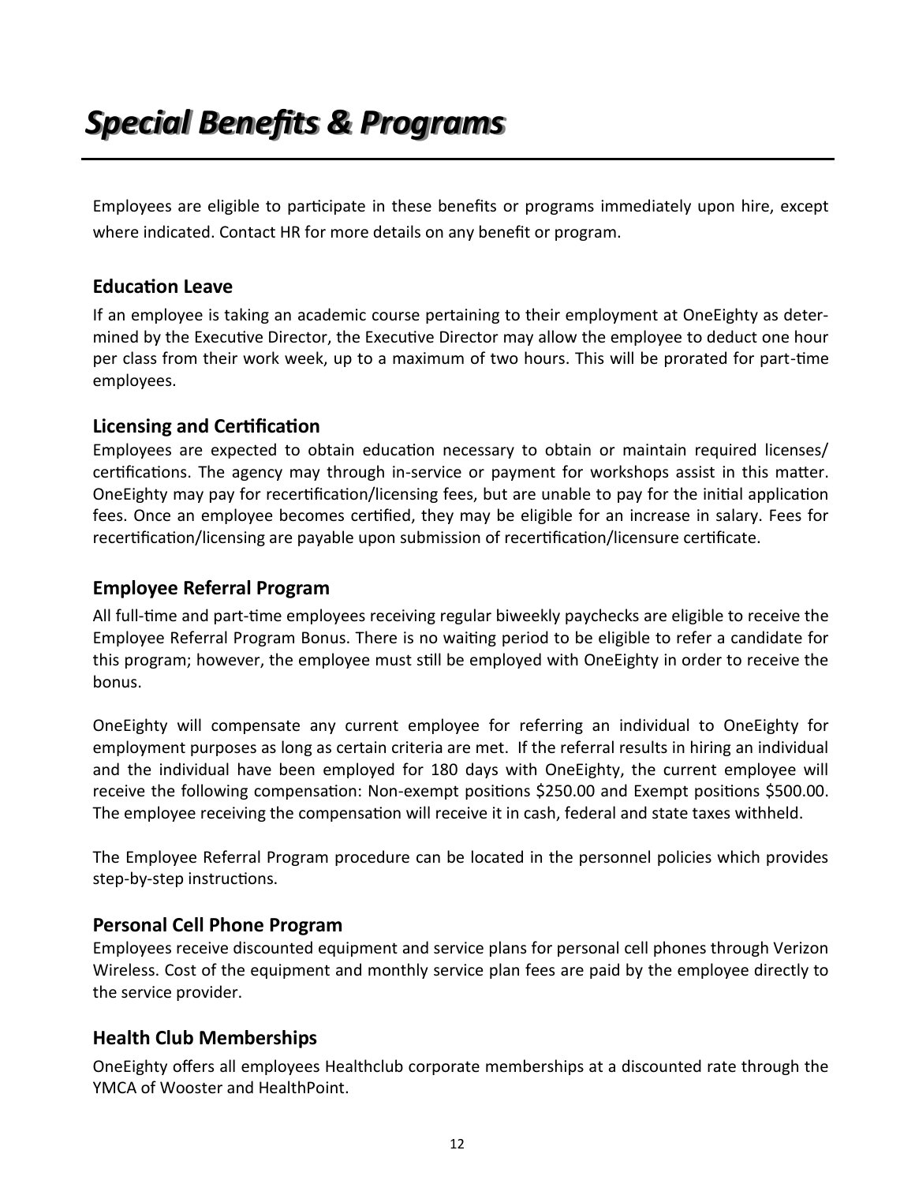# ***Special Benefits & Programs***

Employees are eligible to participate in these benefits or programs immediately upon hire, except where indicated. Contact HR for more details on any benefit or program.

### Education Leave

If an employee is taking an academic course pertaining to their employment at OneEighty as determined by the Executive Director, the Executive Director may allow the employee to deduct one hour per class from their work week, up to a maximum of two hours. This will be prorated for part-time employees.

### Licensing and Certification

Employees are expected to obtain education necessary to obtain or maintain required licenses/certifications. The agency may through in-service or payment for workshops assist in this matter. OneEighty may pay for recertification/licensing fees, but are unable to pay for the initial application fees. Once an employee becomes certified, they may be eligible for an increase in salary. Fees for recertification/licensing are payable upon submission of recertification/licensure certificate.

### Employee Referral Program

All full-time and part-time employees receiving regular biweekly paychecks are eligible to receive the Employee Referral Program Bonus. There is no waiting period to be eligible to refer a candidate for this program; however, the employee must still be employed with OneEighty in order to receive the bonus.

OneEighty will compensate any current employee for referring an individual to OneEighty for employment purposes as long as certain criteria are met. If the referral results in hiring an individual and the individual have been employed for 180 days with OneEighty, the current employee will receive the following compensation: Non-exempt positions $250.00 and Exempt positions $500.00. The employee receiving the compensation will receive it in cash, federal and state taxes withheld.

The Employee Referral Program procedure can be located in the personnel policies which provides step-by-step instructions.

### Personal Cell Phone Program

Employees receive discounted equipment and service plans for personal cell phones through Verizon Wireless. Cost of the equipment and monthly service plan fees are paid by the employee directly to the service provider.

### Health Club Memberships

OneEighty offers all employees Healthclub corporate memberships at a discounted rate through the YMCA of Wooster and HealthPoint.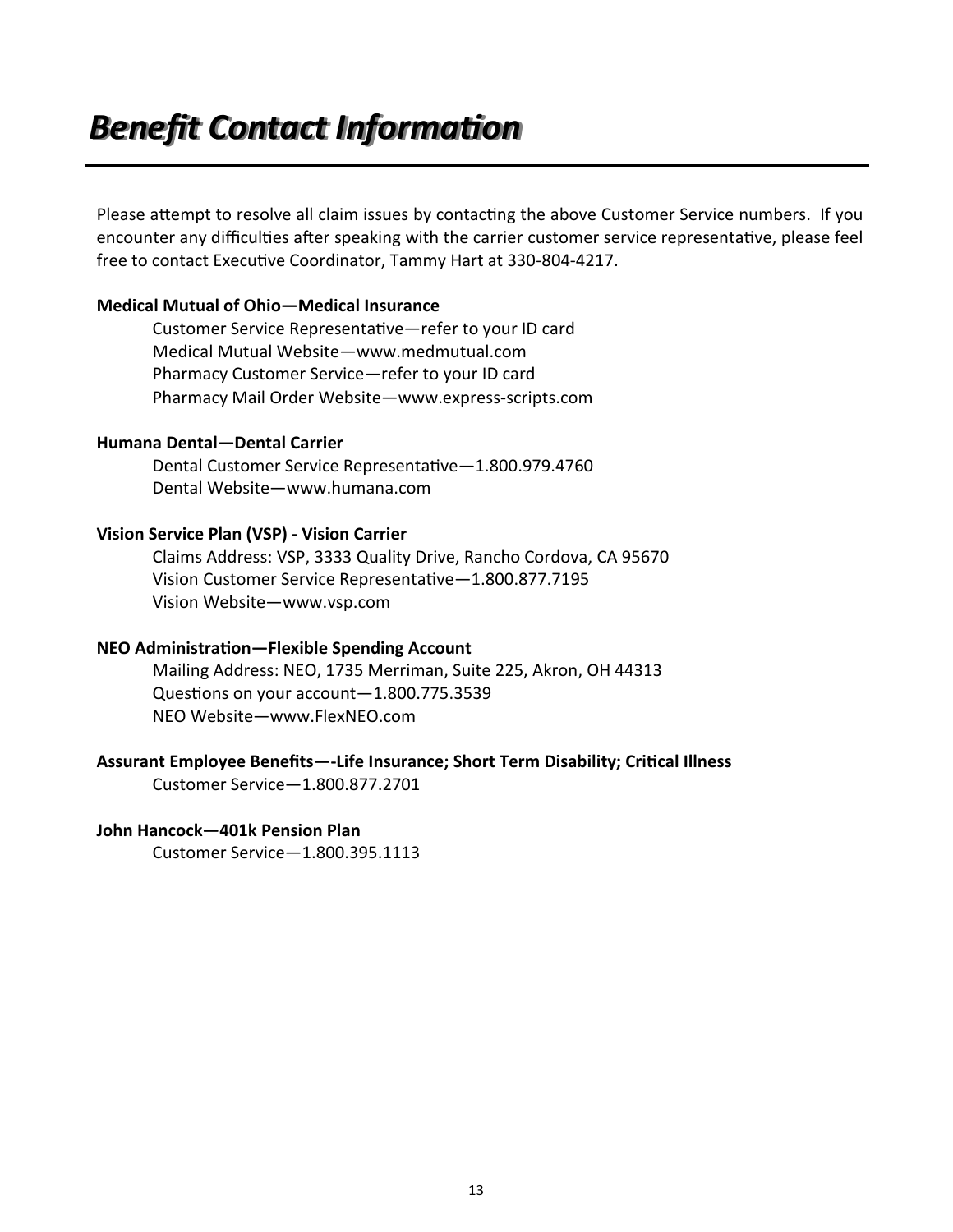# *Benefit Contact Information*

Please attempt to resolve all claim issues by contacting the above Customer Service numbers. If you encounter any difficulties after speaking with the carrier customer service representative, please feel free to contact Executive Coordinator, Tammy Hart at 330-804-4217.

**Medical Mutual of Ohio—Medical Insurance**

Customer Service Representative—refer to your ID card
Medical Mutual Website—www.medmutual.com
Pharmacy Customer Service—refer to your ID card
Pharmacy Mail Order Website—www.express-scripts.com

**Humana Dental—Dental Carrier**

Dental Customer Service Representative—1.800.979.4760
Dental Website—www.humana.com

**Vision Service Plan (VSP) - Vision Carrier**

Claims Address: VSP, 3333 Quality Drive, Rancho Cordova, CA 95670
Vision Customer Service Representative—1.800.877.7195
Vision Website—www.vsp.com

**NEO Administration—Flexible Spending Account**

Mailing Address: NEO, 1735 Merriman, Suite 225, Akron, OH 44313
Questions on your account—1.800.775.3539
NEO Website—www.FlexNEO.com

**Assurant Employee Benefits—-Life Insurance; Short Term Disability; Critical Illness**

Customer Service—1.800.877.2701

**John Hancock—401k Pension Plan**

Customer Service—1.800.395.1113